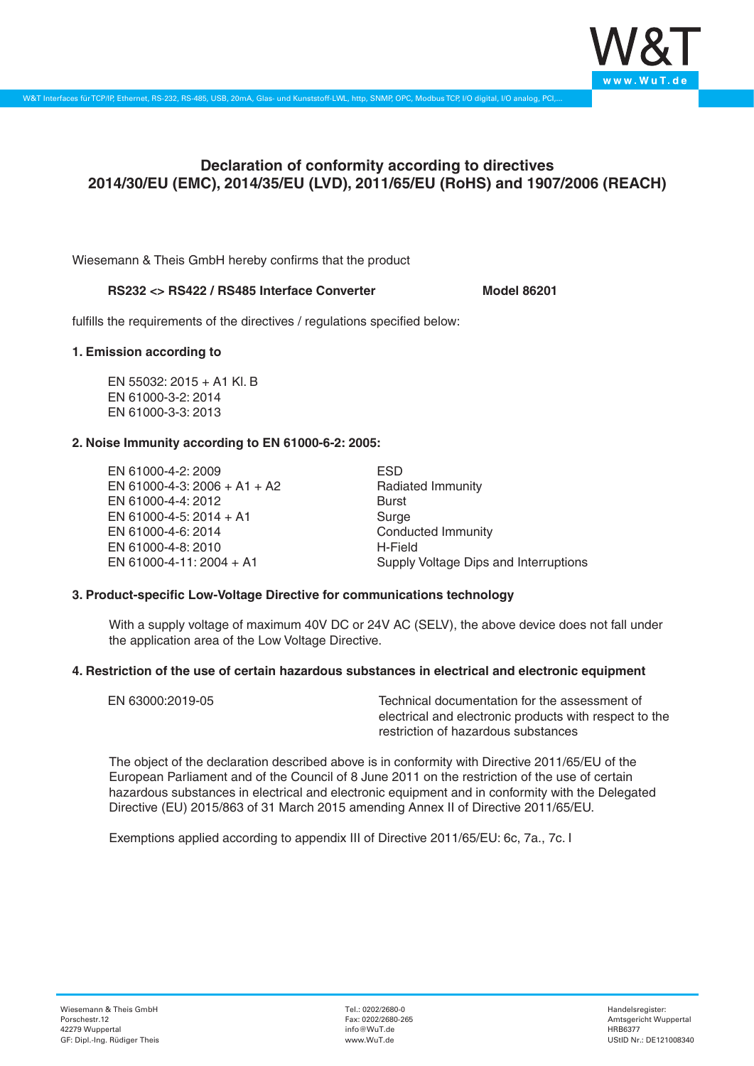# Declaration of conformity according to directives 2014/30/EU (EMC), 2014/35/EU (LVD), 2011/65/EU (RoHS) and 1907/2006 (REACH)

Wiesemann & Theis GmbH hereby confirms that the product

**RS232 <> RS422 / RS485 Interface Converter** **Model 86201**

fulfills the requirements of the directives / regulations specified below:

**1. Emission according to**

EN 55032: 2015 + A1 Kl. B
EN 61000-3-2: 2014
EN 61000-3-3: 2013

**2. Noise Immunity according to EN 61000-6-2: 2005:**

| | |
|---|---|
| EN 61000-4-2: 2009 | ESD |
| EN 61000-4-3: 2006 + A1 + A2 | Radiated Immunity |
| EN 61000-4-4: 2012 | Burst |
| EN 61000-4-5: 2014 + A1 | Surge |
| EN 61000-4-6: 2014 | Conducted Immunity |
| EN 61000-4-8: 2010 | H-Field |
| EN 61000-4-11: 2004 + A1 | Supply Voltage Dips and Interruptions |

**3. Product-specific Low-Voltage Directive for communications technology**

With a supply voltage of maximum 40V DC or 24V AC (SELV), the above device does not fall under the application area of the Low Voltage Directive.

**4. Restriction of the use of certain hazardous substances in electrical and electronic equipment**

| | |
|---|---|
| EN 63000:2019-05 | Technical documentation for the assessment of electrical and electronic products with respect to the restriction of hazardous substances |

The object of the declaration described above is in conformity with Directive 2011/65/EU of the European Parliament and of the Council of 8 June 2011 on the restriction of the use of certain hazardous substances in electrical and electronic equipment and in conformity with the Delegated Directive (EU) 2015/863 of 31 March 2015 amending Annex II of Directive 2011/65/EU.

Exemptions applied according to appendix III of Directive 2011/65/EU: 6c, 7a., 7c. I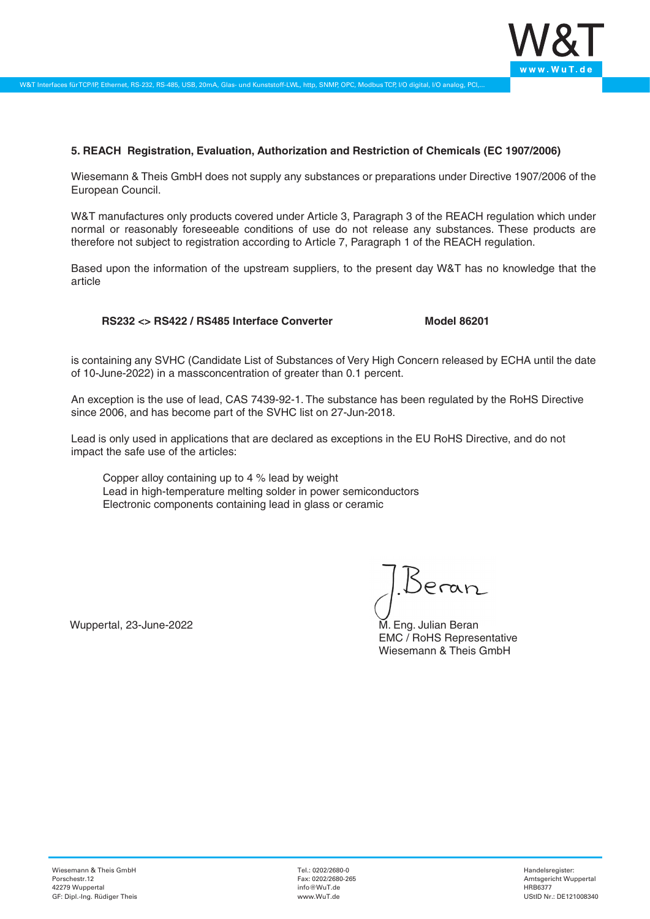## 5. REACH Registration, Evaluation, Authorization and Restriction of Chemicals (EC 1907/2006)

Wiesemann & Theis GmbH does not supply any substances or preparations under Directive 1907/2006 of the European Council.

W&T manufactures only products covered under Article 3, Paragraph 3 of the REACH regulation which under normal or reasonably foreseeable conditions of use do not release any substances. These products are therefore not subject to registration according to Article 7, Paragraph 1 of the REACH regulation.

Based upon the information of the upstream suppliers, to the present day W&T has no knowledge that the article

**RS232 <> RS422 / RS485 Interface Converter** **Model 86201**

is containing any SVHC (Candidate List of Substances of Very High Concern released by ECHA until the date of 10-June-2022) in a massconcentration of greater than 0.1 percent.

An exception is the use of lead, CAS 7439-92-1. The substance has been regulated by the RoHS Directive since 2006, and has become part of the SVHC list on 27-Jun-2018.

Lead is only used in applications that are declared as exceptions in the EU RoHS Directive, and do not impact the safe use of the articles:

Copper alloy containing up to 4 % lead by weight
Lead in high-temperature melting solder in power semiconductors
Electronic components containing lead in glass or ceramic

Wuppertal, 23-June-2022

M. Eng. Julian Beran
EMC / RoHS Representative
Wiesemann & Theis GmbH